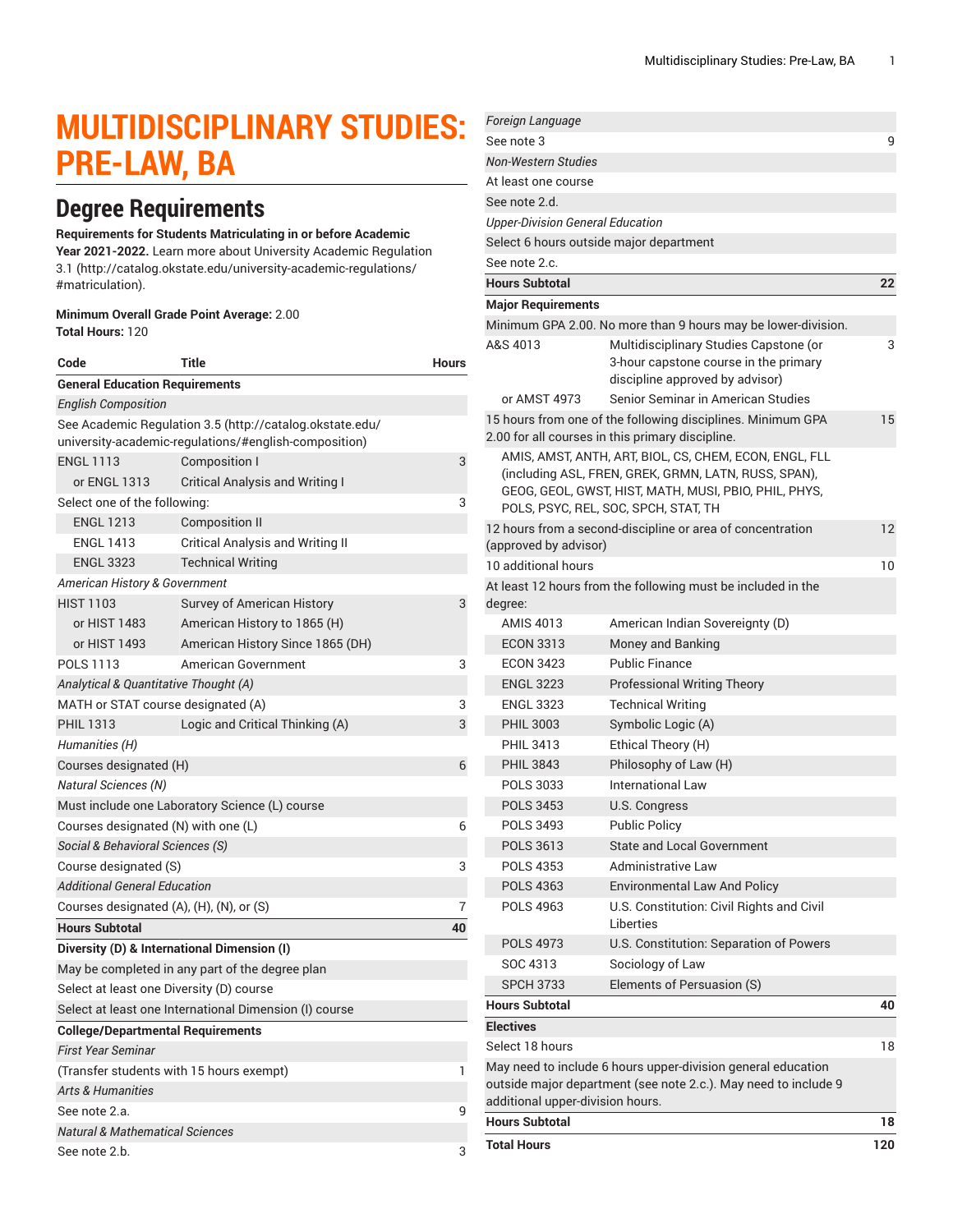# MULTIDISCIPLINARY STUDIES: PRE-LAW, BA

## Degree Requirements

**Requirements for Students Matriculating in or before Academic Year 2021-2022.** Learn more about University Academic Regulation 3.1 (http://catalog.okstate.edu/university-academic-regulations/#matriculation).

**Minimum Overall Grade Point Average:** 2.00
**Total Hours:** 120

| Code | Title | Hours |
|---|---|---|
| **General Education Requirements** | | |
| *English Composition* | | |
| See Academic Regulation 3.5 (http://catalog.okstate.edu/university-academic-regulations/#english-composition) | | |
| ENGL 1113 | Composition I | 3 |
| or ENGL 1313 | Critical Analysis and Writing I | |
| Select one of the following: | | 3 |
| ENGL 1213 | Composition II | |
| ENGL 1413 | Critical Analysis and Writing II | |
| ENGL 3323 | Technical Writing | |
| *American History & Government* | | |
| HIST 1103 | Survey of American History | 3 |
| or HIST 1483 | American History to 1865 (H) | |
| or HIST 1493 | American History Since 1865 (DH) | |
| POLS 1113 | American Government | 3 |
| *Analytical & Quantitative Thought (A)* | | |
| MATH or STAT course designated (A) | | 3 |
| PHIL 1313 | Logic and Critical Thinking (A) | 3 |
| *Humanities (H)* | | |
| Courses designated (H) | | 6 |
| *Natural Sciences (N)* | | |
| Must include one Laboratory Science (L) course | | |
| Courses designated (N) with one (L) | | 6 |
| *Social & Behavioral Sciences (S)* | | |
| Course designated (S) | | 3 |
| *Additional General Education* | | |
| Courses designated (A), (H), (N), or (S) | | 7 |
| **Hours Subtotal** | | **40** |
| **Diversity (D) & International Dimension (I)** | | |
| May be completed in any part of the degree plan | | |
| Select at least one Diversity (D) course | | |
| Select at least one International Dimension (I) course | | |
| **College/Departmental Requirements** | | |
| *First Year Seminar* | | |
| (Transfer students with 15 hours exempt) | | 1 |
| *Arts & Humanities* | | |
| See note 2.a. | | 9 |
| *Natural & Mathematical Sciences* | | |
| See note 2.b. | | 3 |
| *Foreign Language* | | |
| See note 3 | | 9 |
| *Non-Western Studies* | | |
| At least one course | | |
| See note 2.d. | | |
| *Upper-Division General Education* | | |
| Select 6 hours outside major department | | |
| See note 2.c. | | |
| **Hours Subtotal** | | **22** |
| **Major Requirements** | | |
| Minimum GPA 2.00. No more than 9 hours may be lower-division. | | |
| A&S 4013 | Multidisciplinary Studies Capstone (or 3-hour capstone course in the primary discipline approved by advisor) | 3 |
| or AMST 4973 | Senior Seminar in American Studies | |
| 15 hours from one of the following disciplines. Minimum GPA 2.00 for all courses in this primary discipline. | | 15 |
| AMIS, AMST, ANTH, ART, BIOL, CS, CHEM, ECON, ENGL, FLL (including ASL, FREN, GREK, GRMN, LATN, RUSS, SPAN), GEOG, GEOL, GWST, HIST, MATH, MUSI, PBIO, PHIL, PHYS, POLS, PSYC, REL, SOC, SPCH, STAT, TH | | |
| 12 hours from a second-discipline or area of concentration (approved by advisor) | | 12 |
| 10 additional hours | | 10 |
| At least 12 hours from the following must be included in the degree: | | |
| AMIS 4013 | American Indian Sovereignty (D) | |
| ECON 3313 | Money and Banking | |
| ECON 3423 | Public Finance | |
| ENGL 3223 | Professional Writing Theory | |
| ENGL 3323 | Technical Writing | |
| PHIL 3003 | Symbolic Logic (A) | |
| PHIL 3413 | Ethical Theory (H) | |
| PHIL 3843 | Philosophy of Law (H) | |
| POLS 3033 | International Law | |
| POLS 3453 | U.S. Congress | |
| POLS 3493 | Public Policy | |
| POLS 3613 | State and Local Government | |
| POLS 4353 | Administrative Law | |
| POLS 4363 | Environmental Law And Policy | |
| POLS 4963 | U.S. Constitution: Civil Rights and Civil Liberties | |
| POLS 4973 | U.S. Constitution: Separation of Powers | |
| SOC 4313 | Sociology of Law | |
| SPCH 3733 | Elements of Persuasion (S) | |
| **Hours Subtotal** | | **40** |
| **Electives** | | |
| Select 18 hours | | 18 |
| May need to include 6 hours upper-division general education outside major department (see note 2.c.). May need to include 9 additional upper-division hours. | | |
| **Hours Subtotal** | | **18** |
| **Total Hours** | | **120** |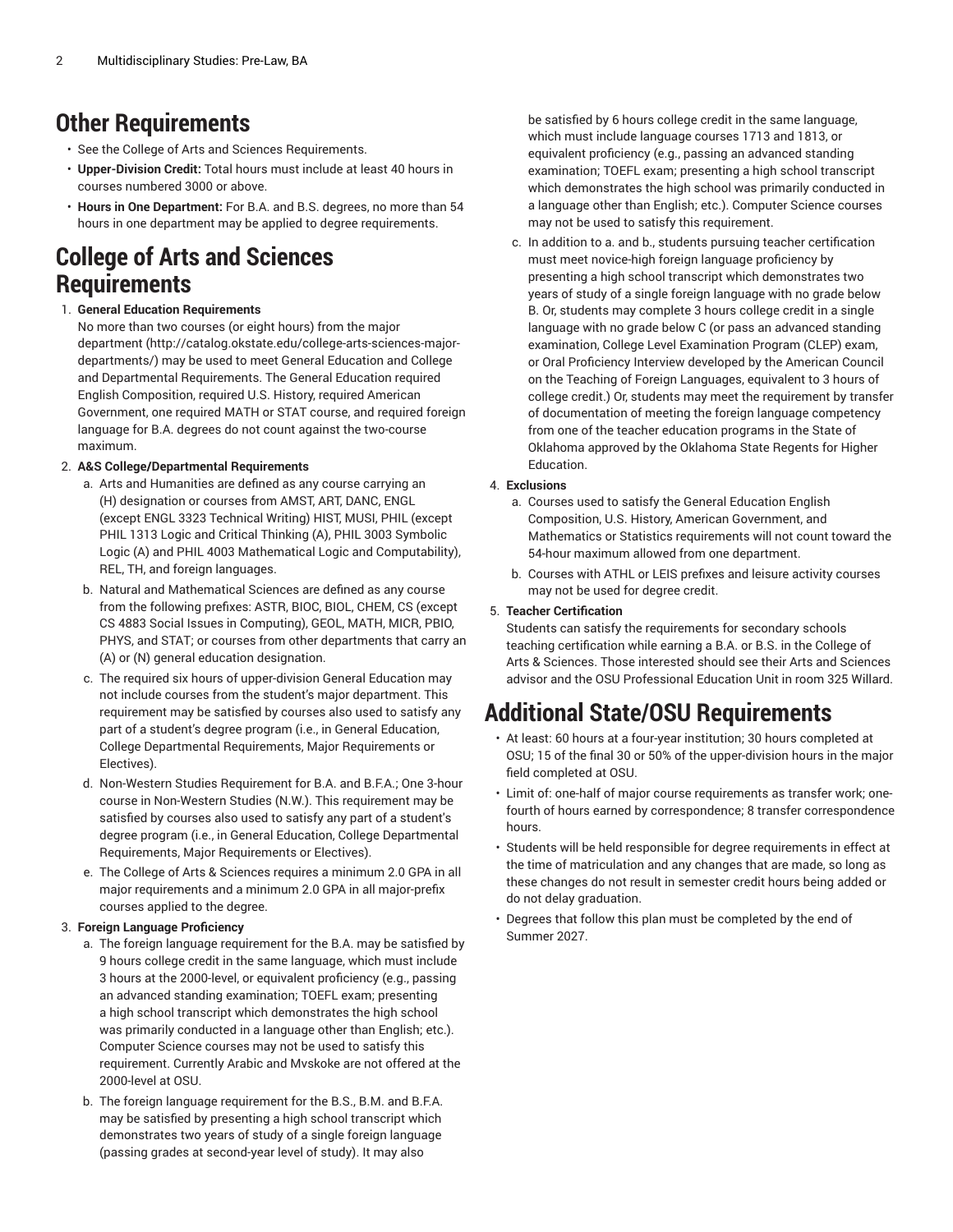## Other Requirements

- See the College of Arts and Sciences Requirements.
- **Upper-Division Credit:** Total hours must include at least 40 hours in courses numbered 3000 or above.
- **Hours in One Department:** For B.A. and B.S. degrees, no more than 54 hours in one department may be applied to degree requirements.

## College of Arts and Sciences Requirements

1. **General Education Requirements**
   No more than two courses (or eight hours) from the major department (http://catalog.okstate.edu/college-arts-sciences-major-departments/) may be used to meet General Education and College and Departmental Requirements. The General Education required English Composition, required U.S. History, required American Government, one required MATH or STAT course, and required foreign language for B.A. degrees do not count against the two-course maximum.
2. **A&S College/Departmental Requirements**
   a. Arts and Humanities are defined as any course carrying an (H) designation or courses from AMST, ART, DANC, ENGL (except ENGL 3323 Technical Writing) HIST, MUSI, PHIL (except PHIL 1313 Logic and Critical Thinking (A), PHIL 3003 Symbolic Logic (A) and PHIL 4003 Mathematical Logic and Computability), REL, TH, and foreign languages.
   b. Natural and Mathematical Sciences are defined as any course from the following prefixes: ASTR, BIOC, BIOL, CHEM, CS (except CS 4883 Social Issues in Computing), GEOL, MATH, MICR, PBIO, PHYS, and STAT; or courses from other departments that carry an (A) or (N) general education designation.
   c. The required six hours of upper-division General Education may not include courses from the student's major department. This requirement may be satisfied by courses also used to satisfy any part of a student's degree program (i.e., in General Education, College Departmental Requirements, Major Requirements or Electives).
   d. Non-Western Studies Requirement for B.A. and B.F.A.; One 3-hour course in Non-Western Studies (N.W.). This requirement may be satisfied by courses also used to satisfy any part of a student's degree program (i.e., in General Education, College Departmental Requirements, Major Requirements or Electives).
   e. The College of Arts & Sciences requires a minimum 2.0 GPA in all major requirements and a minimum 2.0 GPA in all major-prefix courses applied to the degree.
3. **Foreign Language Proficiency**
   a. The foreign language requirement for the B.A. may be satisfied by 9 hours college credit in the same language, which must include 3 hours at the 2000-level, or equivalent proficiency (e.g., passing an advanced standing examination; TOEFL exam; presenting a high school transcript which demonstrates the high school was primarily conducted in a language other than English; etc.). Computer Science courses may not be used to satisfy this requirement. Currently Arabic and Mvskoke are not offered at the 2000-level at OSU.
   b. The foreign language requirement for the B.S., B.M. and B.F.A. may be satisfied by presenting a high school transcript which demonstrates two years of study of a single foreign language (passing grades at second-year level of study). It may also be satisfied by 6 hours college credit in the same language, which must include language courses 1713 and 1813, or equivalent proficiency (e.g., passing an advanced standing examination; TOEFL exam; presenting a high school transcript which demonstrates the high school was primarily conducted in a language other than English; etc.). Computer Science courses may not be used to satisfy this requirement.
   c. In addition to a. and b., students pursuing teacher certification must meet novice-high foreign language proficiency by presenting a high school transcript which demonstrates two years of study of a single foreign language with no grade below B. Or, students may complete 3 hours college credit in a single language with no grade below C (or pass an advanced standing examination, College Level Examination Program (CLEP) exam, or Oral Proficiency Interview developed by the American Council on the Teaching of Foreign Languages, equivalent to 3 hours of college credit.) Or, students may meet the requirement by transfer of documentation of meeting the foreign language competency from one of the teacher education programs in the State of Oklahoma approved by the Oklahoma State Regents for Higher Education.
4. **Exclusions**
   a. Courses used to satisfy the General Education English Composition, U.S. History, American Government, and Mathematics or Statistics requirements will not count toward the 54-hour maximum allowed from one department.
   b. Courses with ATHL or LEIS prefixes and leisure activity courses may not be used for degree credit.
5. **Teacher Certification**
   Students can satisfy the requirements for secondary schools teaching certification while earning a B.A. or B.S. in the College of Arts & Sciences. Those interested should see their Arts and Sciences advisor and the OSU Professional Education Unit in room 325 Willard.

## Additional State/OSU Requirements

- At least: 60 hours at a four-year institution; 30 hours completed at OSU; 15 of the final 30 or 50% of the upper-division hours in the major field completed at OSU.
- Limit of: one-half of major course requirements as transfer work; one-fourth of hours earned by correspondence; 8 transfer correspondence hours.
- Students will be held responsible for degree requirements in effect at the time of matriculation and any changes that are made, so long as these changes do not result in semester credit hours being added or do not delay graduation.
- Degrees that follow this plan must be completed by the end of Summer 2027.